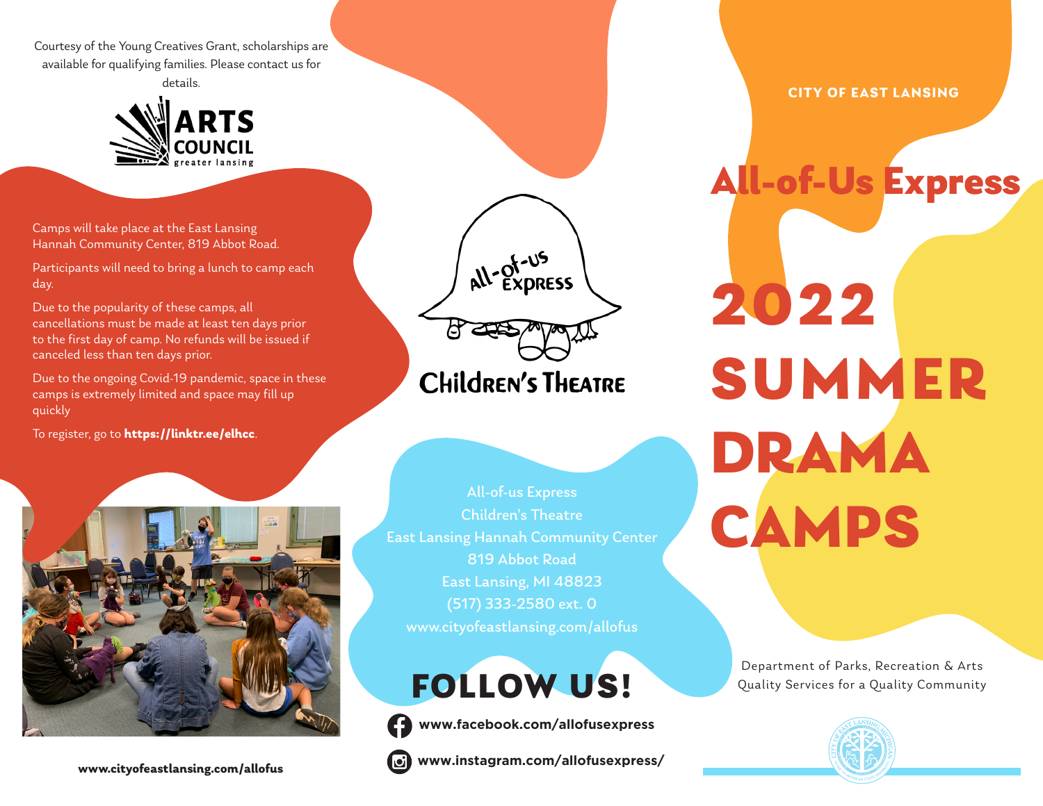Courtesy of the Young Creatives Grant, scholarships are available for qualifying families. Please contact us for details.

ARTS COUNCIL greater lansing

Camps will take place at the East Lansing Hannah Community Center, 819 Abbot Road.

Participants will need to bring a lunch to camp each day.

Due to the popularity of these camps, all cancellations must be made at least ten days prior to the first day of camp. No refunds will be issued if canceled less than ten days prior.

Due to the ongoing Covid-19 pandemic, space in these camps is extremely limited and space may fill up quickly

To register, go to **https://linktr.ee/elhcc**.

**www.cityofeastlansing.com/allofus**

All-of-us Express

Children's Theatre

All-of-us Express
Children's Theatre
East Lansing Hannah Community Center
819 Abbot Road
East Lansing, MI 48823
(517) 333-2580 ext. 0
www.cityofeastlansing.com/allofus

## FOLLOW US!

**www.facebook.com/allofusexpress**

**www.instagram.com/allofusexpress/**

**CITY OF EAST LANSING**

# All-of-Us Express

# 2022 SUMMER DRAMA CAMPS

Department of Parks, Recreation & Arts
Quality Services for a Quality Community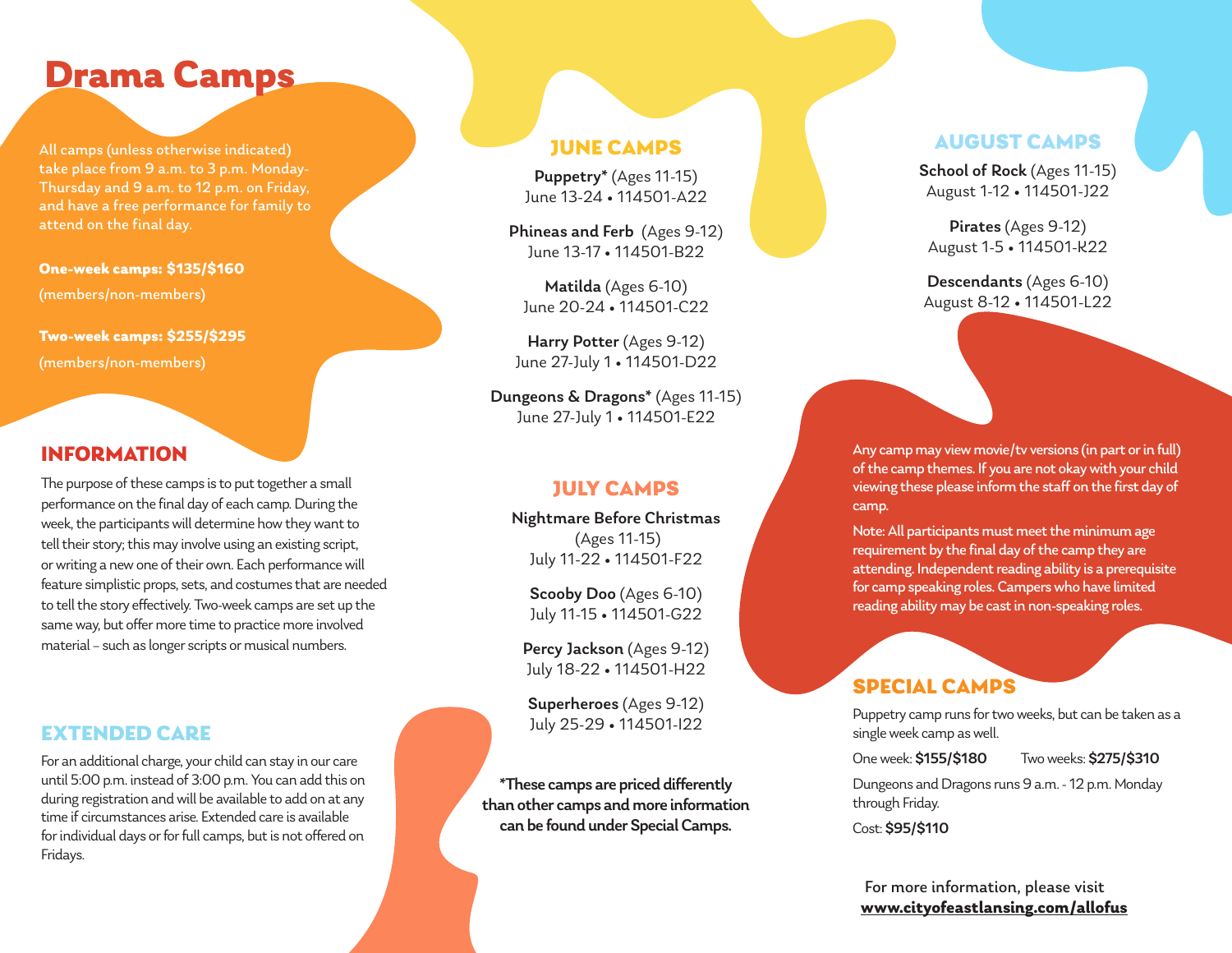# Drama Camps

All camps (unless otherwise indicated) take place from 9 a.m. to 3 p.m. Monday-Thursday and 9 a.m. to 12 p.m. on Friday, and have a free performance for family to attend on the final day.

**One-week camps: $135/$160**
(members/non-members)

**Two-week camps: $255/$295**
(members/non-members)

## INFORMATION

The purpose of these camps is to put together a small performance on the final day of each camp. During the week, the participants will determine how they want to tell their story; this may involve using an existing script, or writing a new one of their own. Each performance will feature simplistic props, sets, and costumes that are needed to tell the story effectively. Two-week camps are set up the same way, but offer more time to practice more involved material – such as longer scripts or musical numbers.

## EXTENDED CARE

For an additional charge, your child can stay in our care until 5:00 p.m. instead of 3:00 p.m. You can add this on during registration and will be available to add on at any time if circumstances arise. Extended care is available for individual days or for full camps, but is not offered on Fridays.

## JUNE CAMPS

**Puppetry*** (Ages 11-15)
June 13-24 • 114501-A22

**Phineas and Ferb** (Ages 9-12)
June 13-17 • 114501-B22

**Matilda** (Ages 6-10)
June 20-24 • 114501-C22

**Harry Potter** (Ages 9-12)
June 27-July 1 • 114501-D22

**Dungeons & Dragons*** (Ages 11-15)
June 27-July 1 • 114501-E22

## JULY CAMPS

**Nightmare Before Christmas**
(Ages 11-15)
July 11-22 • 114501-F22

**Scooby Doo** (Ages 6-10)
July 11-15 • 114501-G22

**Percy Jackson** (Ages 9-12)
July 18-22 • 114501-H22

**Superheroes** (Ages 9-12)
July 25-29 • 114501-I22

**\*These camps are priced differently than other camps and more information can be found under Special Camps.**

## AUGUST CAMPS

**School of Rock** (Ages 11-15)
August 1-12 • 114501-J22

**Pirates** (Ages 9-12)
August 1-5 • 114501-K22

**Descendants** (Ages 6-10)
August 8-12 • 114501-L22

Any camp may view movie/tv versions (in part or in full) of the camp themes. If you are not okay with your child viewing these please inform the staff on the first day of camp.

Note: All participants must meet the minimum age requirement by the final day of the camp they are attending. Independent reading ability is a prerequisite for camp speaking roles. Campers who have limited reading ability may be cast in non-speaking roles.

## SPECIAL CAMPS

Puppetry camp runs for two weeks, but can be taken as a single week camp as well.

One week: **$155/$180** Two weeks: **$275/$310**

Dungeons and Dragons runs 9 a.m. - 12 p.m. Monday through Friday.

Cost: **$95/$110**

For more information, please visit
**www.cityofeastlansing.com/allofus**